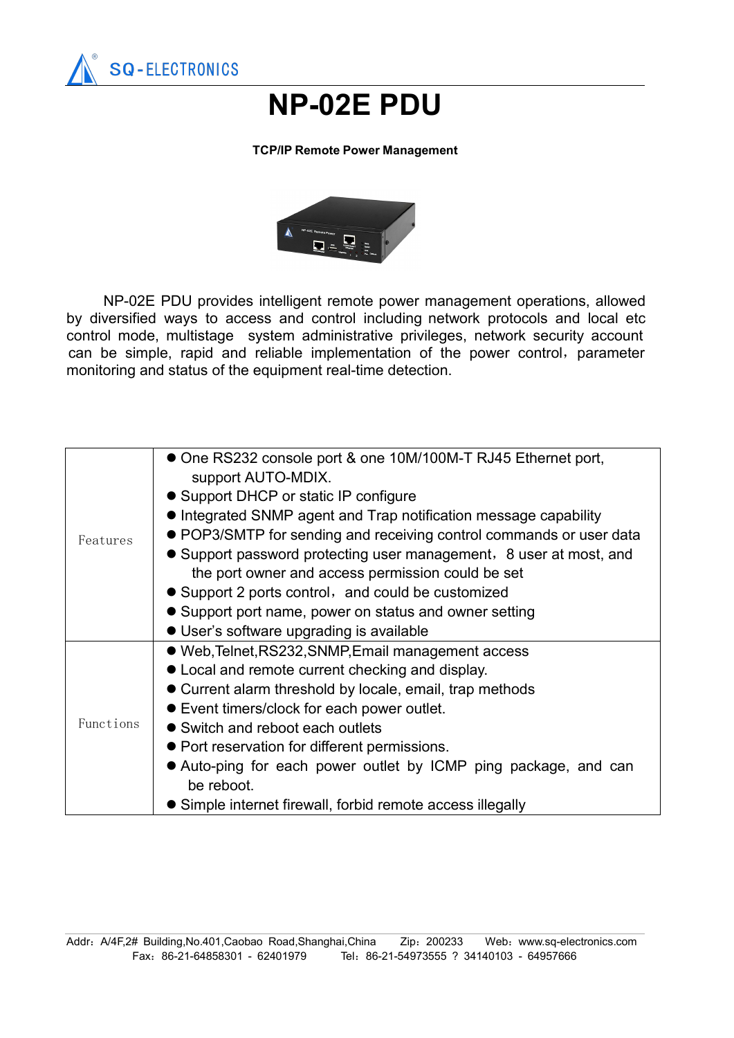# NP-02E PDU

**TCP/IP Remote Power Management**

NP-02E PDU provides intelligent remote power management operations, allowed by diversified ways to access and control including network protocols and local etc control mode, multistage system administrative privileges, network security account can be simple, rapid and reliable implementation of the power control，parameter monitoring and status of the equipment real-time detection.

| | |
|---|---|
| Features | ● One RS232 console port & one 10M/100M-T RJ45 Ethernet port, support AUTO-MDIX.<br>● Support DHCP or static IP configure<br>● Integrated SNMP agent and Trap notification message capability<br>● POP3/SMTP for sending and receiving control commands or user data<br>● Support password protecting user management，8 user at most, and the port owner and access permission could be set<br>● Support 2 ports control，and could be customized<br>● Support port name, power on status and owner setting<br>● User's software upgrading is available |
| Functions | ● Web,Telnet,RS232,SNMP,Email management access<br>● Local and remote current checking and display.<br>● Current alarm threshold by locale, email, trap methods<br>● Event timers/clock for each power outlet.<br>● Switch and reboot each outlets<br>● Port reservation for different permissions.<br>● Auto-ping for each power outlet by ICMP ping package, and can be reboot.<br>● Simple internet firewall, forbid remote access illegally |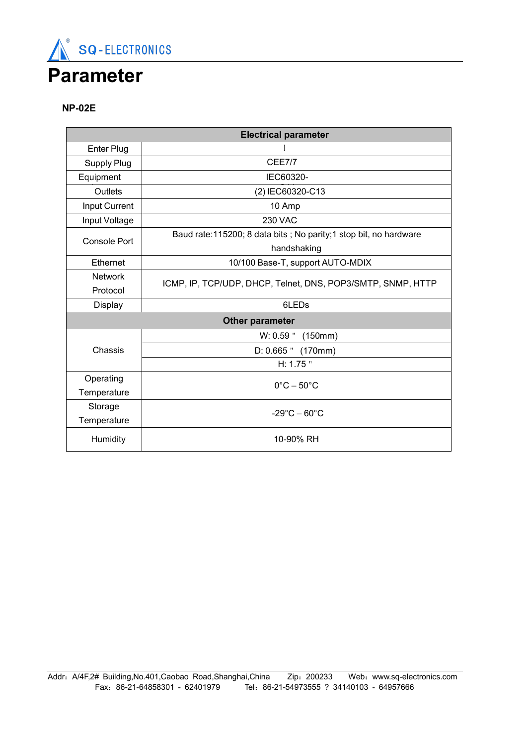# Parameter

**NP-02E**

| Electrical parameter | |
|---|---|
| Enter Plug | 1 |
| Supply Plug | CEE7/7 |
| Equipment | IEC60320- |
| Outlets | (2) IEC60320-C13 |
| Input Current | 10 Amp |
| Input Voltage | 230 VAC |
| Console Port | Baud rate:115200; 8 data bits ; No parity;1 stop bit, no hardware handshaking |
| Ethernet | 10/100 Base-T, support AUTO-MDIX |
| Network Protocol | ICMP, IP, TCP/UDP, DHCP, Telnet, DNS, POP3/SMTP, SNMP, HTTP |
| Display | 6LEDs |
| **Other parameter** | |
| Chassis | W: 0.59 "   (150mm) |
| | D: 0.665 "   (170mm) |
| | H: 1.75 " |
| Operating Temperature | 0°C – 50°C |
| Storage Temperature | -29°C – 60°C |
| Humidity | 10-90% RH |

Addr：A/4F,2# Building,No.401,Caobao Road,Shanghai,China    Zip：200233    Web：www.sq-electronics.com
Fax：86-21-64858301 - 62401979    Tel：86-21-54973555 ? 34140103 - 64957666